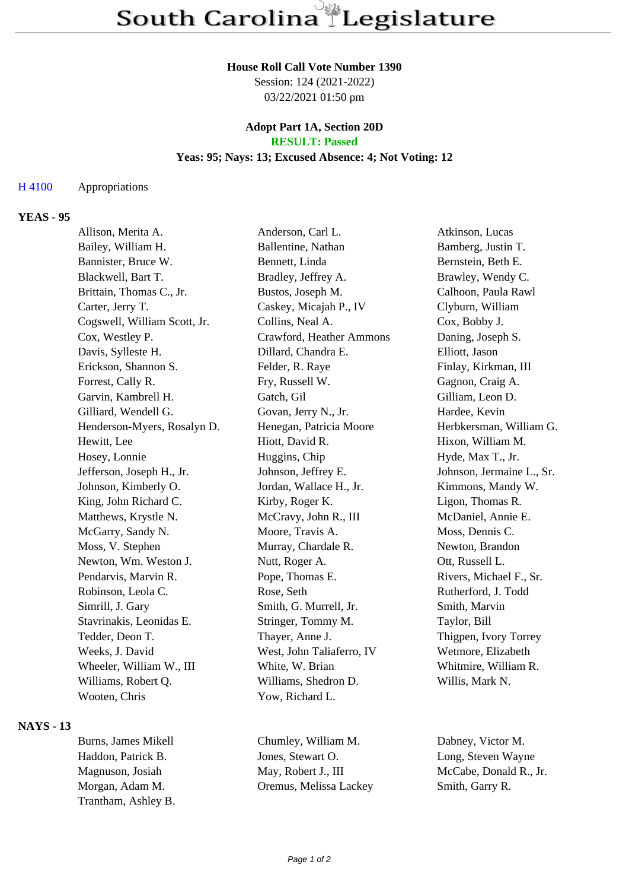# South Carolina Legislature

**House Roll Call Vote Number 1390**
Session: 124 (2021-2022)
03/22/2021 01:50 pm

**Adopt Part 1A, Section 20D**
**RESULT: Passed**
**Yeas: 95; Nays: 13; Excused Absence: 4; Not Voting: 12**

H 4100 Appropriations

## YEAS - 95

| | | |
|---|---|---|
| Allison, Merita A. | Anderson, Carl L. | Atkinson, Lucas |
| Bailey, William H. | Ballentine, Nathan | Bamberg, Justin T. |
| Bannister, Bruce W. | Bennett, Linda | Bernstein, Beth E. |
| Blackwell, Bart T. | Bradley, Jeffrey A. | Brawley, Wendy C. |
| Brittain, Thomas C., Jr. | Bustos, Joseph M. | Calhoon, Paula Rawl |
| Carter, Jerry T. | Caskey, Micajah P., IV | Clyburn, William |
| Cogswell, William Scott, Jr. | Collins, Neal A. | Cox, Bobby J. |
| Cox, Westley P. | Crawford, Heather Ammons | Daning, Joseph S. |
| Davis, Sylleste H. | Dillard, Chandra E. | Elliott, Jason |
| Erickson, Shannon S. | Felder, R. Raye | Finlay, Kirkman, III |
| Forrest, Cally R. | Fry, Russell W. | Gagnon, Craig A. |
| Garvin, Kambrell H. | Gatch, Gil | Gilliam, Leon D. |
| Gilliard, Wendell G. | Govan, Jerry N., Jr. | Hardee, Kevin |
| Henderson-Myers, Rosalyn D. | Henegan, Patricia Moore | Herbkersman, William G. |
| Hewitt, Lee | Hiott, David R. | Hixon, William M. |
| Hosey, Lonnie | Huggins, Chip | Hyde, Max T., Jr. |
| Jefferson, Joseph H., Jr. | Johnson, Jeffrey E. | Johnson, Jermaine L., Sr. |
| Johnson, Kimberly O. | Jordan, Wallace H., Jr. | Kimmons, Mandy W. |
| King, John Richard C. | Kirby, Roger K. | Ligon, Thomas R. |
| Matthews, Krystle N. | McCravy, John R., III | McDaniel, Annie E. |
| McGarry, Sandy N. | Moore, Travis A. | Moss, Dennis C. |
| Moss, V. Stephen | Murray, Chardale R. | Newton, Brandon |
| Newton, Wm. Weston J. | Nutt, Roger A. | Ott, Russell L. |
| Pendarvis, Marvin R. | Pope, Thomas E. | Rivers, Michael F., Sr. |
| Robinson, Leola C. | Rose, Seth | Rutherford, J. Todd |
| Simrill, J. Gary | Smith, G. Murrell, Jr. | Smith, Marvin |
| Stavrinakis, Leonidas E. | Stringer, Tommy M. | Taylor, Bill |
| Tedder, Deon T. | Thayer, Anne J. | Thigpen, Ivory Torrey |
| Weeks, J. David | West, John Taliaferro, IV | Wetmore, Elizabeth |
| Wheeler, William W., III | White, W. Brian | Whitmire, William R. |
| Williams, Robert Q. | Williams, Shedron D. | Willis, Mark N. |
| Wooten, Chris | Yow, Richard L. | |

## NAYS - 13

| | | |
|---|---|---|
| Burns, James Mikell | Chumley, William M. | Dabney, Victor M. |
| Haddon, Patrick B. | Jones, Stewart O. | Long, Steven Wayne |
| Magnuson, Josiah | May, Robert J., III | McCabe, Donald R., Jr. |
| Morgan, Adam M. | Oremus, Melissa Lackey | Smith, Garry R. |
| Trantham, Ashley B. | | |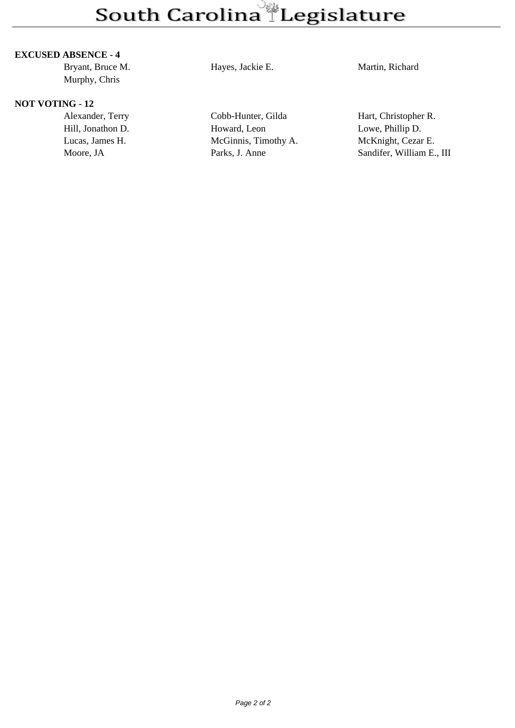**EXCUSED ABSENCE - 4**

| | | |
|---|---|---|
| Bryant, Bruce M. | Hayes, Jackie E. | Martin, Richard |
| Murphy, Chris | | |

**NOT VOTING - 12**

| | | |
|---|---|---|
| Alexander, Terry | Cobb-Hunter, Gilda | Hart, Christopher R. |
| Hill, Jonathon D. | Howard, Leon | Lowe, Phillip D. |
| Lucas, James H. | McGinnis, Timothy A. | McKnight, Cezar E. |
| Moore, JA | Parks, J. Anne | Sandifer, William E., III |